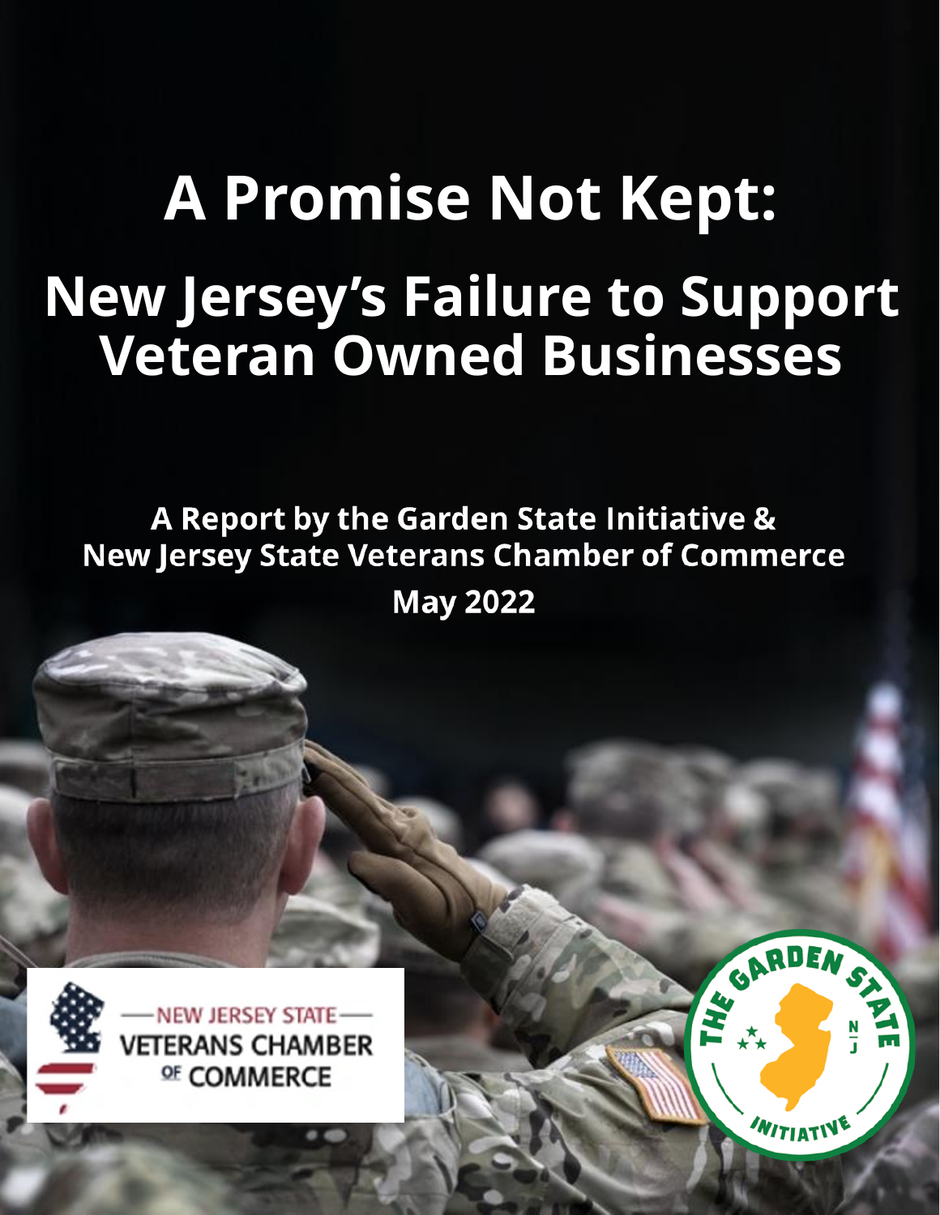# A Promise Not Kept:

# New Jersey's Failure to Support Veteran Owned Businesses

**A Report by the Garden State Initiative & New Jersey State Veterans Chamber of Commerce**

**May 2022**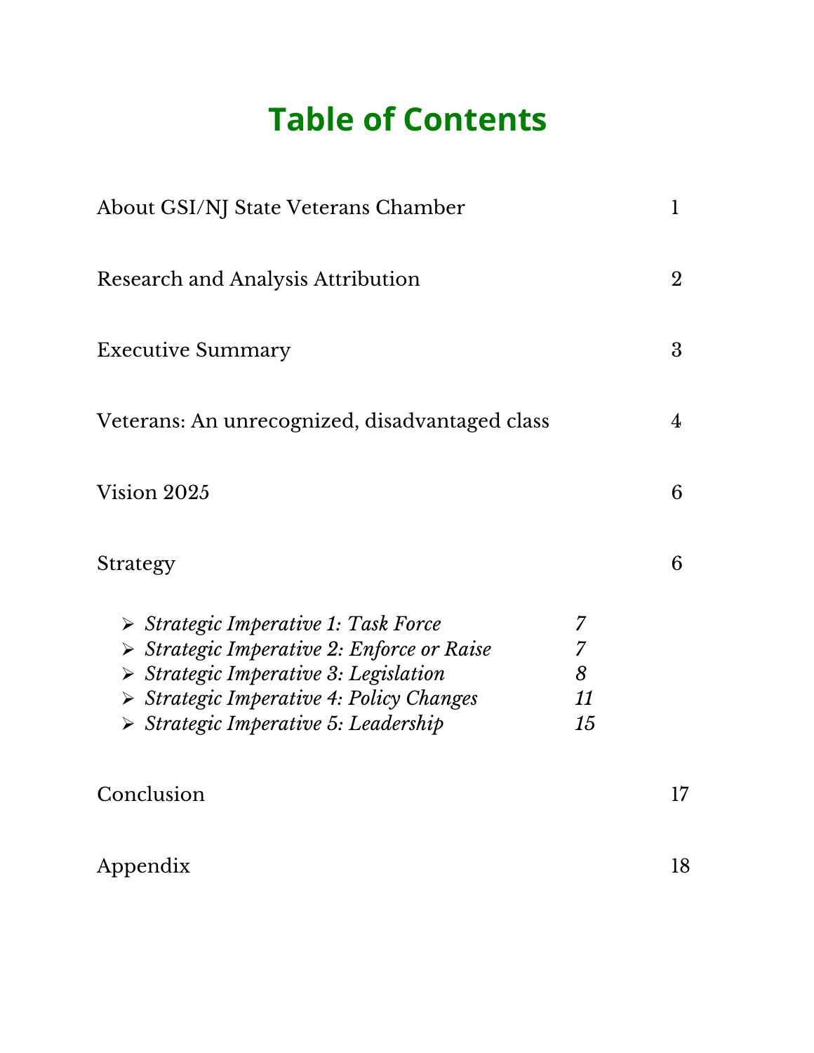# Table of Contents

| | |
|---|---|
| About GSI/NJ State Veterans Chamber | 1 |
| Research and Analysis Attribution | 2 |
| Executive Summary | 3 |
| Veterans: An unrecognized, disadvantaged class | 4 |
| Vision 2025 | 6 |
| Strategy | 6 |

- *Strategic Imperative 1: Task Force* *7*
- *Strategic Imperative 2: Enforce or Raise* *7*
- *Strategic Imperative 3: Legislation* *8*
- *Strategic Imperative 4: Policy Changes* *11*
- *Strategic Imperative 5: Leadership* *15*

| | |
|---|---|
| Conclusion | 17 |
| Appendix | 18 |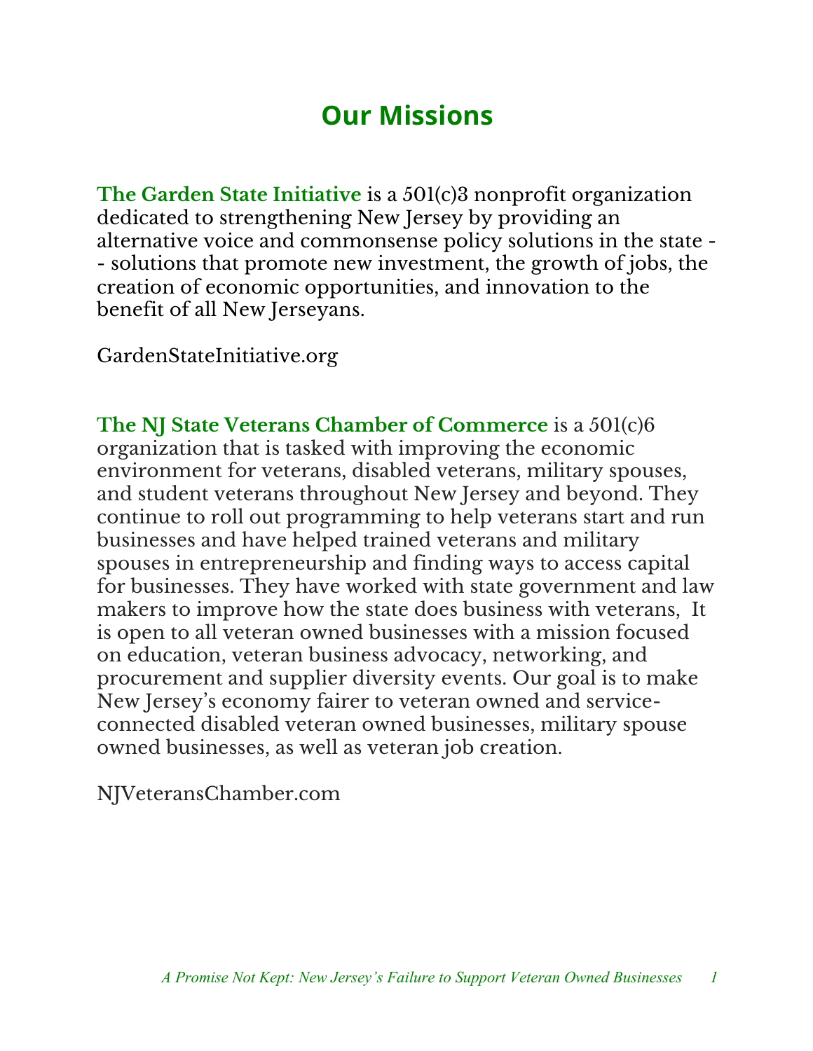# Our Missions

**The Garden State Initiative** is a 501(c)3 nonprofit organization dedicated to strengthening New Jersey by providing an alternative voice and commonsense policy solutions in the state -- solutions that promote new investment, the growth of jobs, the creation of economic opportunities, and innovation to the benefit of all New Jerseyans.

GardenStateInitiative.org

**The NJ State Veterans Chamber of Commerce** is a 501(c)6 organization that is tasked with improving the economic environment for veterans, disabled veterans, military spouses, and student veterans throughout New Jersey and beyond. They continue to roll out programming to help veterans start and run businesses and have helped trained veterans and military spouses in entrepreneurship and finding ways to access capital for businesses. They have worked with state government and law makers to improve how the state does business with veterans, It is open to all veteran owned businesses with a mission focused on education, veteran business advocacy, networking, and procurement and supplier diversity events. Our goal is to make New Jersey's economy fairer to veteran owned and service-connected disabled veteran owned businesses, military spouse owned businesses, as well as veteran job creation.

NJVeteransChamber.com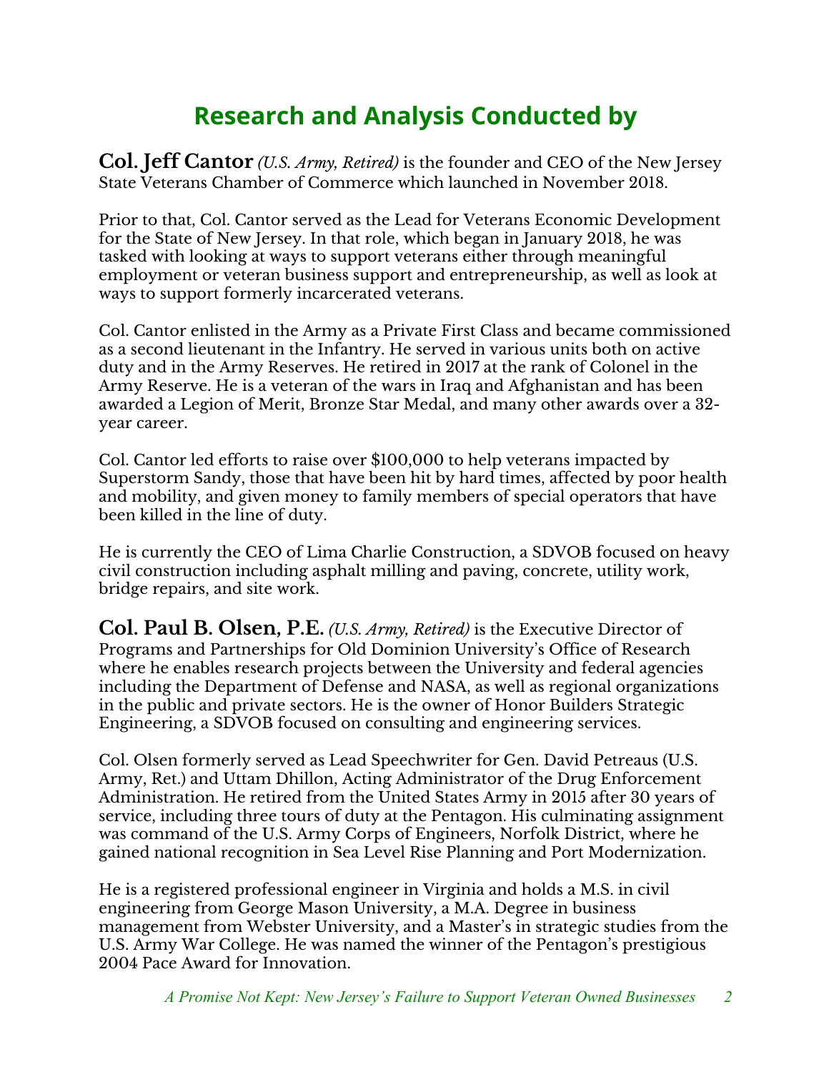# Research and Analysis Conducted by

**Col. Jeff Cantor** *(U.S. Army, Retired)* is the founder and CEO of the New Jersey State Veterans Chamber of Commerce which launched in November 2018.

Prior to that, Col. Cantor served as the Lead for Veterans Economic Development for the State of New Jersey. In that role, which began in January 2018, he was tasked with looking at ways to support veterans either through meaningful employment or veteran business support and entrepreneurship, as well as look at ways to support formerly incarcerated veterans.

Col. Cantor enlisted in the Army as a Private First Class and became commissioned as a second lieutenant in the Infantry. He served in various units both on active duty and in the Army Reserves. He retired in 2017 at the rank of Colonel in the Army Reserve. He is a veteran of the wars in Iraq and Afghanistan and has been awarded a Legion of Merit, Bronze Star Medal, and many other awards over a 32-year career.

Col. Cantor led efforts to raise over $100,000 to help veterans impacted by Superstorm Sandy, those that have been hit by hard times, affected by poor health and mobility, and given money to family members of special operators that have been killed in the line of duty.

He is currently the CEO of Lima Charlie Construction, a SDVOB focused on heavy civil construction including asphalt milling and paving, concrete, utility work, bridge repairs, and site work.

**Col. Paul B. Olsen, P.E.** *(U.S. Army, Retired)* is the Executive Director of Programs and Partnerships for Old Dominion University's Office of Research where he enables research projects between the University and federal agencies including the Department of Defense and NASA, as well as regional organizations in the public and private sectors. He is the owner of Honor Builders Strategic Engineering, a SDVOB focused on consulting and engineering services.

Col. Olsen formerly served as Lead Speechwriter for Gen. David Petreaus (U.S. Army, Ret.) and Uttam Dhillon, Acting Administrator of the Drug Enforcement Administration. He retired from the United States Army in 2015 after 30 years of service, including three tours of duty at the Pentagon. His culminating assignment was command of the U.S. Army Corps of Engineers, Norfolk District, where he gained national recognition in Sea Level Rise Planning and Port Modernization.

He is a registered professional engineer in Virginia and holds a M.S. in civil engineering from George Mason University, a M.A. Degree in business management from Webster University, and a Master's in strategic studies from the U.S. Army War College. He was named the winner of the Pentagon's prestigious 2004 Pace Award for Innovation.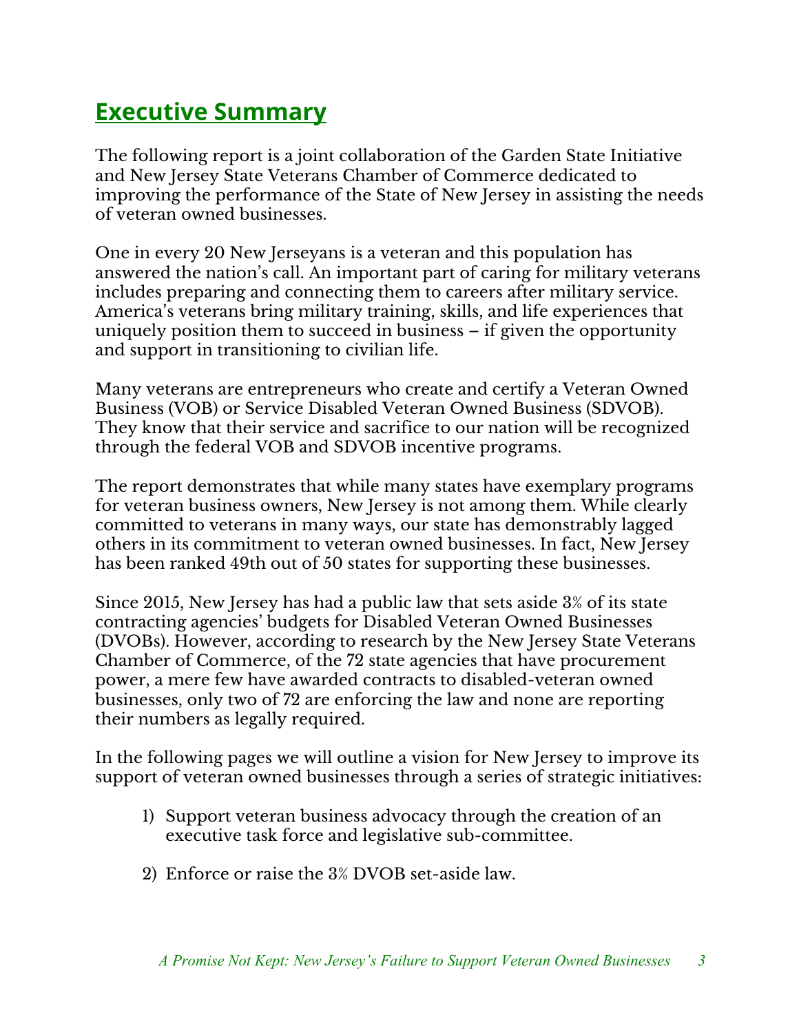## Executive Summary

The following report is a joint collaboration of the Garden State Initiative and New Jersey State Veterans Chamber of Commerce dedicated to improving the performance of the State of New Jersey in assisting the needs of veteran owned businesses.

One in every 20 New Jerseyans is a veteran and this population has answered the nation's call. An important part of caring for military veterans includes preparing and connecting them to careers after military service. America's veterans bring military training, skills, and life experiences that uniquely position them to succeed in business – if given the opportunity and support in transitioning to civilian life.

Many veterans are entrepreneurs who create and certify a Veteran Owned Business (VOB) or Service Disabled Veteran Owned Business (SDVOB). They know that their service and sacrifice to our nation will be recognized through the federal VOB and SDVOB incentive programs.

The report demonstrates that while many states have exemplary programs for veteran business owners, New Jersey is not among them. While clearly committed to veterans in many ways, our state has demonstrably lagged others in its commitment to veteran owned businesses. In fact, New Jersey has been ranked 49th out of 50 states for supporting these businesses.

Since 2015, New Jersey has had a public law that sets aside 3% of its state contracting agencies' budgets for Disabled Veteran Owned Businesses (DVOBs). However, according to research by the New Jersey State Veterans Chamber of Commerce, of the 72 state agencies that have procurement power, a mere few have awarded contracts to disabled-veteran owned businesses, only two of 72 are enforcing the law and none are reporting their numbers as legally required.

In the following pages we will outline a vision for New Jersey to improve its support of veteran owned businesses through a series of strategic initiatives:

1) Support veteran business advocacy through the creation of an executive task force and legislative sub-committee.

2) Enforce or raise the 3% DVOB set-aside law.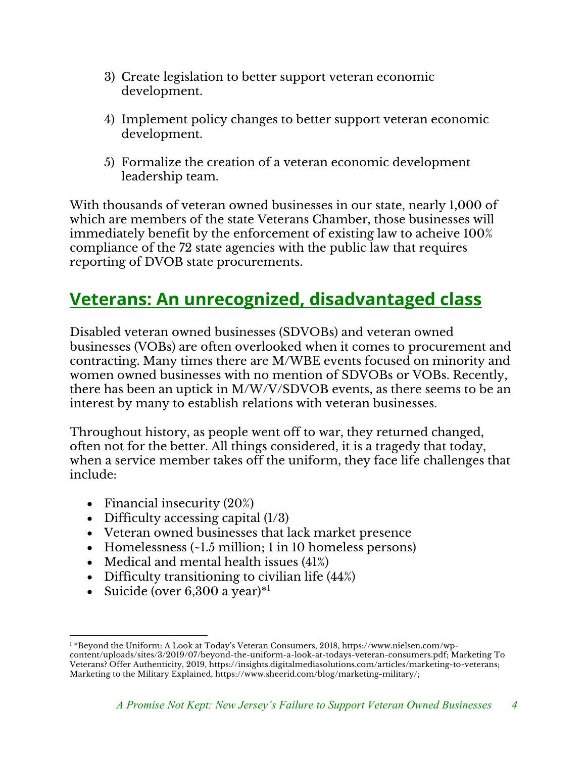3) Create legislation to better support veteran economic development.

4) Implement policy changes to better support veteran economic development.

5) Formalize the creation of a veteran economic development leadership team.

With thousands of veteran owned businesses in our state, nearly 1,000 of which are members of the state Veterans Chamber, those businesses will immediately benefit by the enforcement of existing law to acheive 100% compliance of the 72 state agencies with the public law that requires reporting of DVOB state procurements.

## Veterans: An unrecognized, disadvantaged class

Disabled veteran owned businesses (SDVOBs) and veteran owned businesses (VOBs) are often overlooked when it comes to procurement and contracting. Many times there are M/WBE events focused on minority and women owned businesses with no mention of SDVOBs or VOBs. Recently, there has been an uptick in M/W/V/SDVOB events, as there seems to be an interest by many to establish relations with veteran businesses.

Throughout history, as people went off to war, they returned changed, often not for the better. All things considered, it is a tragedy that today, when a service member takes off the uniform, they face life challenges that include:

- Financial insecurity (20%)
- Difficulty accessing capital (1/3)
- Veteran owned businesses that lack market presence
- Homelessness (~1.5 million; 1 in 10 homeless persons)
- Medical and mental health issues (41%)
- Difficulty transitioning to civilian life (44%)
- Suicide (over 6,300 a year)*[1]

[1] *Beyond the Uniform: A Look at Today's Veteran Consumers, 2018, https://www.nielsen.com/wp-content/uploads/sites/3/2019/07/beyond-the-uniform-a-look-at-todays-veteran-consumers.pdf; Marketing To Veterans? Offer Authenticity, 2019, https://insights.digitalmediasolutions.com/articles/marketing-to-veterans; Marketing to the Military Explained, https://www.sheerid.com/blog/marketing-military/;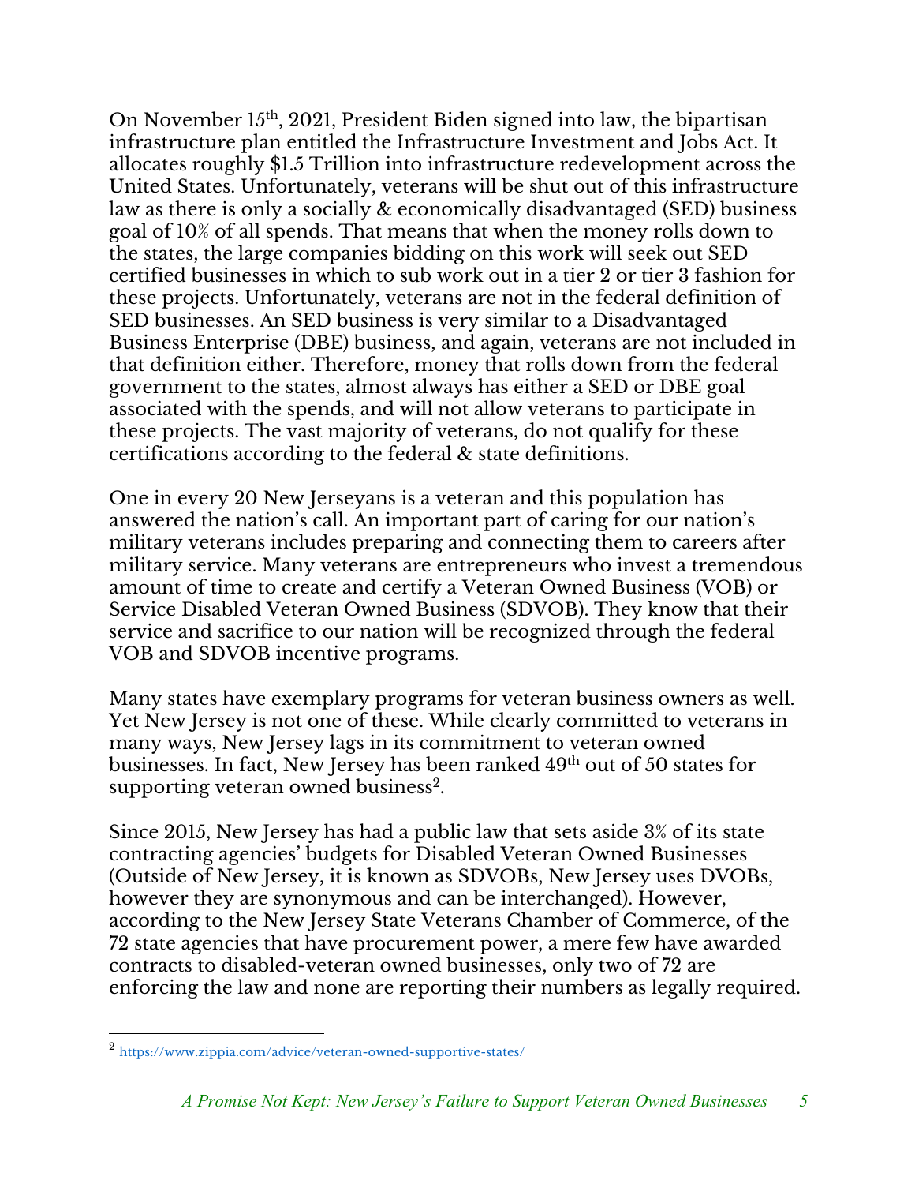On November 15th, 2021, President Biden signed into law, the bipartisan infrastructure plan entitled the Infrastructure Investment and Jobs Act. It allocates roughly $1.5 Trillion into infrastructure redevelopment across the United States. Unfortunately, veterans will be shut out of this infrastructure law as there is only a socially & economically disadvantaged (SED) business goal of 10% of all spends. That means that when the money rolls down to the states, the large companies bidding on this work will seek out SED certified businesses in which to sub work out in a tier 2 or tier 3 fashion for these projects. Unfortunately, veterans are not in the federal definition of SED businesses. An SED business is very similar to a Disadvantaged Business Enterprise (DBE) business, and again, veterans are not included in that definition either. Therefore, money that rolls down from the federal government to the states, almost always has either a SED or DBE goal associated with the spends, and will not allow veterans to participate in these projects. The vast majority of veterans, do not qualify for these certifications according to the federal & state definitions.

One in every 20 New Jerseyans is a veteran and this population has answered the nation's call. An important part of caring for our nation's military veterans includes preparing and connecting them to careers after military service. Many veterans are entrepreneurs who invest a tremendous amount of time to create and certify a Veteran Owned Business (VOB) or Service Disabled Veteran Owned Business (SDVOB). They know that their service and sacrifice to our nation will be recognized through the federal VOB and SDVOB incentive programs.

Many states have exemplary programs for veteran business owners as well. Yet New Jersey is not one of these. While clearly committed to veterans in many ways, New Jersey lags in its commitment to veteran owned businesses. In fact, New Jersey has been ranked 49th out of 50 states for supporting veteran owned business[2].

Since 2015, New Jersey has had a public law that sets aside 3% of its state contracting agencies' budgets for Disabled Veteran Owned Businesses (Outside of New Jersey, it is known as SDVOBs, New Jersey uses DVOBs, however they are synonymous and can be interchanged). However, according to the New Jersey State Veterans Chamber of Commerce, of the 72 state agencies that have procurement power, a mere few have awarded contracts to disabled-veteran owned businesses, only two of 72 are enforcing the law and none are reporting their numbers as legally required.

---

[2] https://www.zippia.com/advice/veteran-owned-supportive-states/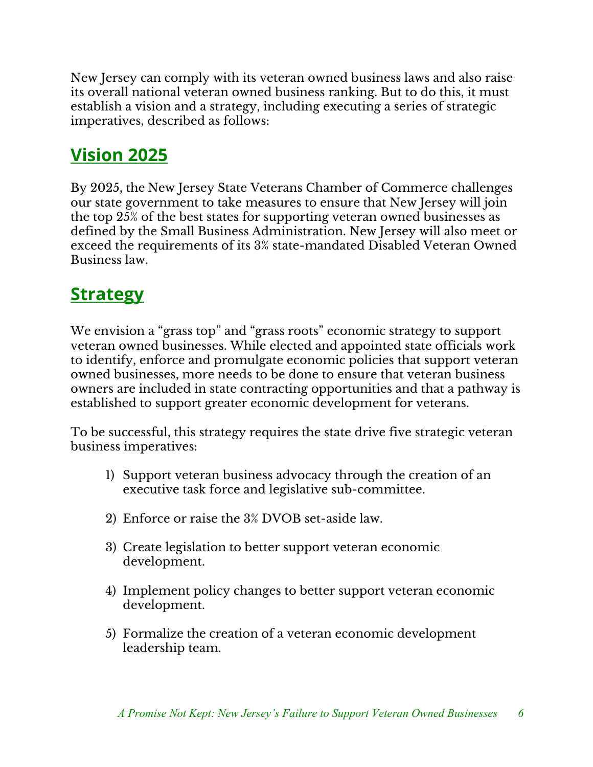New Jersey can comply with its veteran owned business laws and also raise its overall national veteran owned business ranking. But to do this, it must establish a vision and a strategy, including executing a series of strategic imperatives, described as follows:

## Vision 2025

By 2025, the New Jersey State Veterans Chamber of Commerce challenges our state government to take measures to ensure that New Jersey will join the top 25% of the best states for supporting veteran owned businesses as defined by the Small Business Administration. New Jersey will also meet or exceed the requirements of its 3% state-mandated Disabled Veteran Owned Business law.

## Strategy

We envision a "grass top" and "grass roots" economic strategy to support veteran owned businesses. While elected and appointed state officials work to identify, enforce and promulgate economic policies that support veteran owned businesses, more needs to be done to ensure that veteran business owners are included in state contracting opportunities and that a pathway is established to support greater economic development for veterans.

To be successful, this strategy requires the state drive five strategic veteran business imperatives:

1) Support veteran business advocacy through the creation of an executive task force and legislative sub-committee.

2) Enforce or raise the 3% DVOB set-aside law.

3) Create legislation to better support veteran economic development.

4) Implement policy changes to better support veteran economic development.

5) Formalize the creation of a veteran economic development leadership team.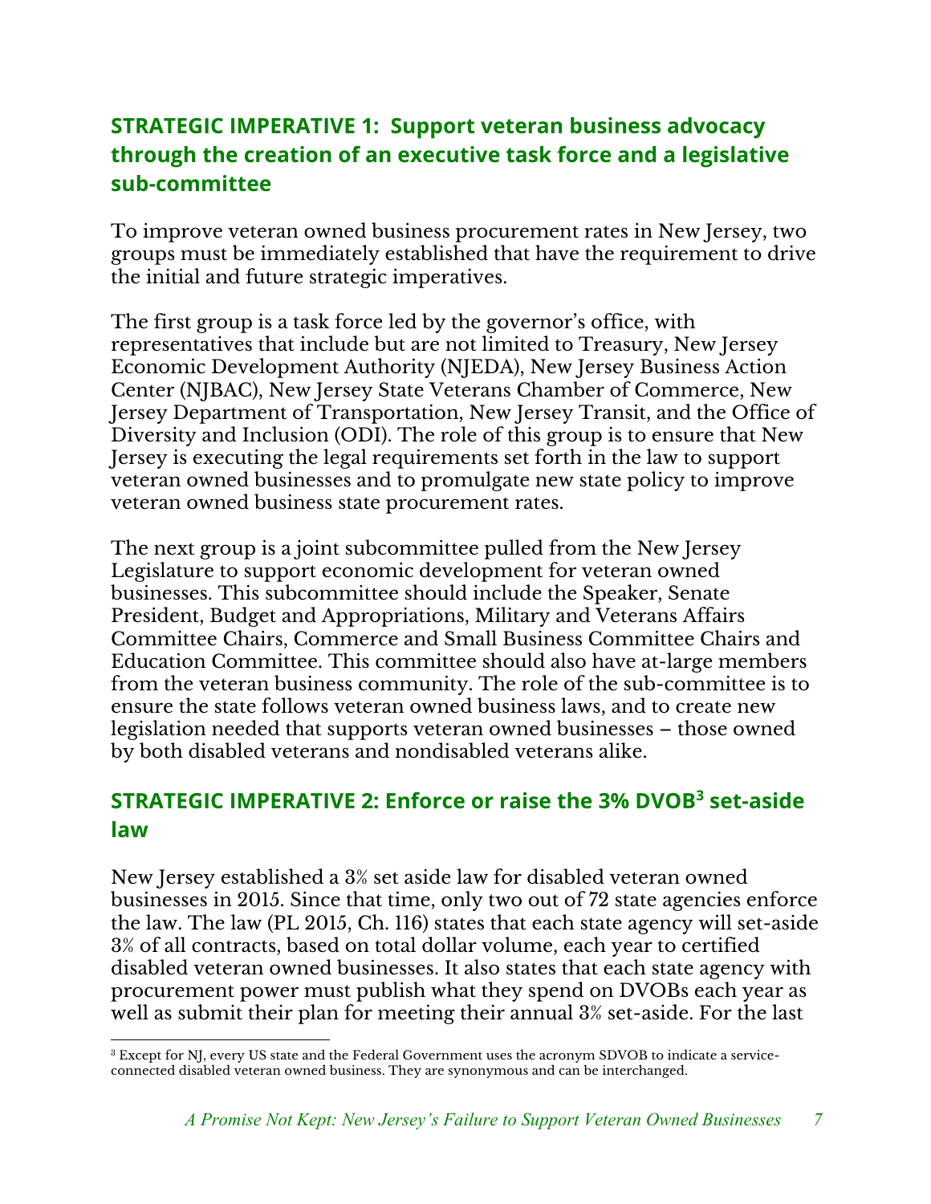## STRATEGIC IMPERATIVE 1: Support veteran business advocacy through the creation of an executive task force and a legislative sub-committee

To improve veteran owned business procurement rates in New Jersey, two groups must be immediately established that have the requirement to drive the initial and future strategic imperatives.

The first group is a task force led by the governor's office, with representatives that include but are not limited to Treasury, New Jersey Economic Development Authority (NJEDA), New Jersey Business Action Center (NJBAC), New Jersey State Veterans Chamber of Commerce, New Jersey Department of Transportation, New Jersey Transit, and the Office of Diversity and Inclusion (ODI). The role of this group is to ensure that New Jersey is executing the legal requirements set forth in the law to support veteran owned businesses and to promulgate new state policy to improve veteran owned business state procurement rates.

The next group is a joint subcommittee pulled from the New Jersey Legislature to support economic development for veteran owned businesses. This subcommittee should include the Speaker, Senate President, Budget and Appropriations, Military and Veterans Affairs Committee Chairs, Commerce and Small Business Committee Chairs and Education Committee. This committee should also have at-large members from the veteran business community. The role of the sub-committee is to ensure the state follows veteran owned business laws, and to create new legislation needed that supports veteran owned businesses – those owned by both disabled veterans and nondisabled veterans alike.

## STRATEGIC IMPERATIVE 2: Enforce or raise the 3% DVOB[3] set-aside law

New Jersey established a 3% set aside law for disabled veteran owned businesses in 2015. Since that time, only two out of 72 state agencies enforce the law. The law (PL 2015, Ch. 116) states that each state agency will set-aside 3% of all contracts, based on total dollar volume, each year to certified disabled veteran owned businesses. It also states that each state agency with procurement power must publish what they spend on DVOBs each year as well as submit their plan for meeting their annual 3% set-aside. For the last

[3] Except for NJ, every US state and the Federal Government uses the acronym SDVOB to indicate a service-connected disabled veteran owned business. They are synonymous and can be interchanged.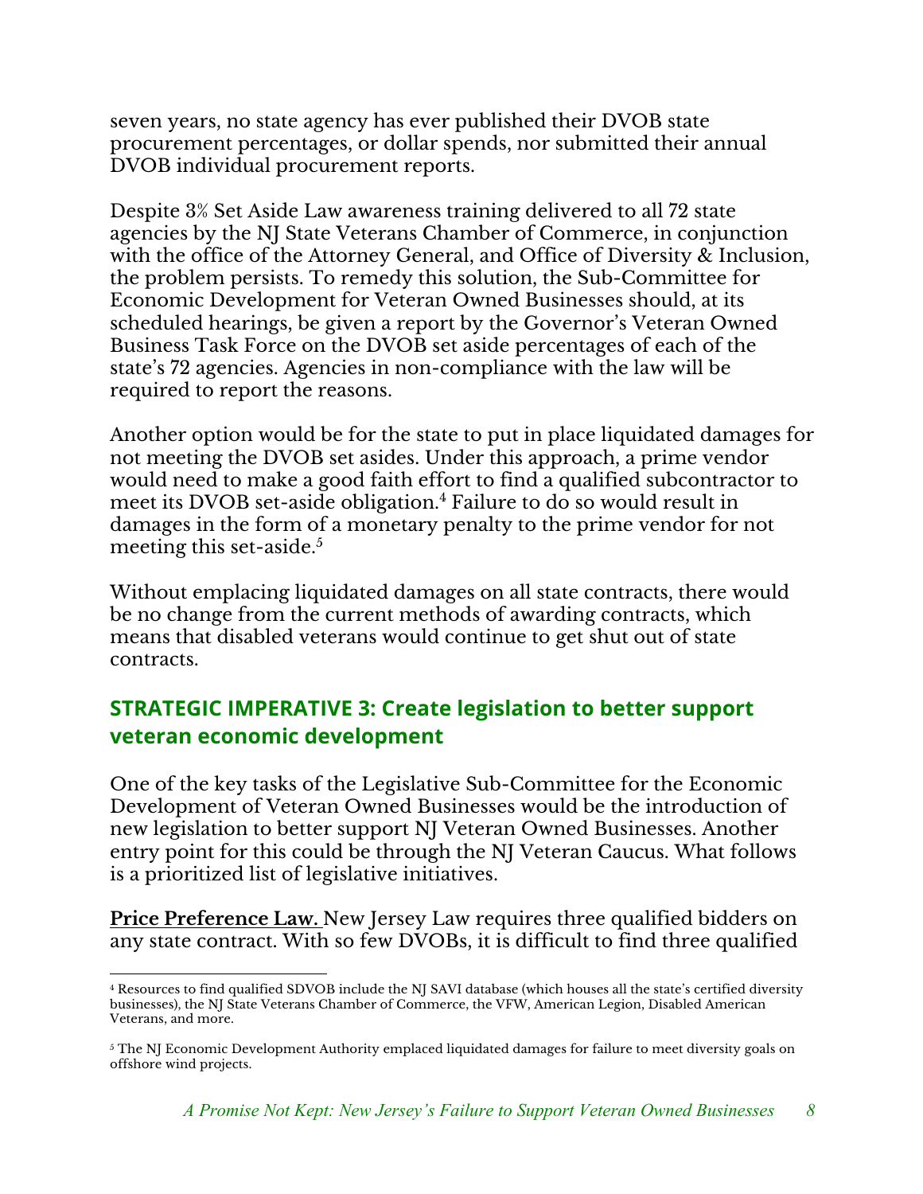seven years, no state agency has ever published their DVOB state procurement percentages, or dollar spends, nor submitted their annual DVOB individual procurement reports.

Despite 3% Set Aside Law awareness training delivered to all 72 state agencies by the NJ State Veterans Chamber of Commerce, in conjunction with the office of the Attorney General, and Office of Diversity & Inclusion, the problem persists. To remedy this solution, the Sub-Committee for Economic Development for Veteran Owned Businesses should, at its scheduled hearings, be given a report by the Governor's Veteran Owned Business Task Force on the DVOB set aside percentages of each of the state's 72 agencies. Agencies in non-compliance with the law will be required to report the reasons.

Another option would be for the state to put in place liquidated damages for not meeting the DVOB set asides. Under this approach, a prime vendor would need to make a good faith effort to find a qualified subcontractor to meet its DVOB set-aside obligation.[4] Failure to do so would result in damages in the form of a monetary penalty to the prime vendor for not meeting this set-aside.[5]

Without emplacing liquidated damages on all state contracts, there would be no change from the current methods of awarding contracts, which means that disabled veterans would continue to get shut out of state contracts.

## STRATEGIC IMPERATIVE 3: Create legislation to better support veteran economic development

One of the key tasks of the Legislative Sub-Committee for the Economic Development of Veteran Owned Businesses would be the introduction of new legislation to better support NJ Veteran Owned Businesses. Another entry point for this could be through the NJ Veteran Caucus. What follows is a prioritized list of legislative initiatives.

**Price Preference Law.** New Jersey Law requires three qualified bidders on any state contract. With so few DVOBs, it is difficult to find three qualified

---

[4] Resources to find qualified SDVOB include the NJ SAVI database (which houses all the state's certified diversity businesses), the NJ State Veterans Chamber of Commerce, the VFW, American Legion, Disabled American Veterans, and more.

[5] The NJ Economic Development Authority emplaced liquidated damages for failure to meet diversity goals on offshore wind projects.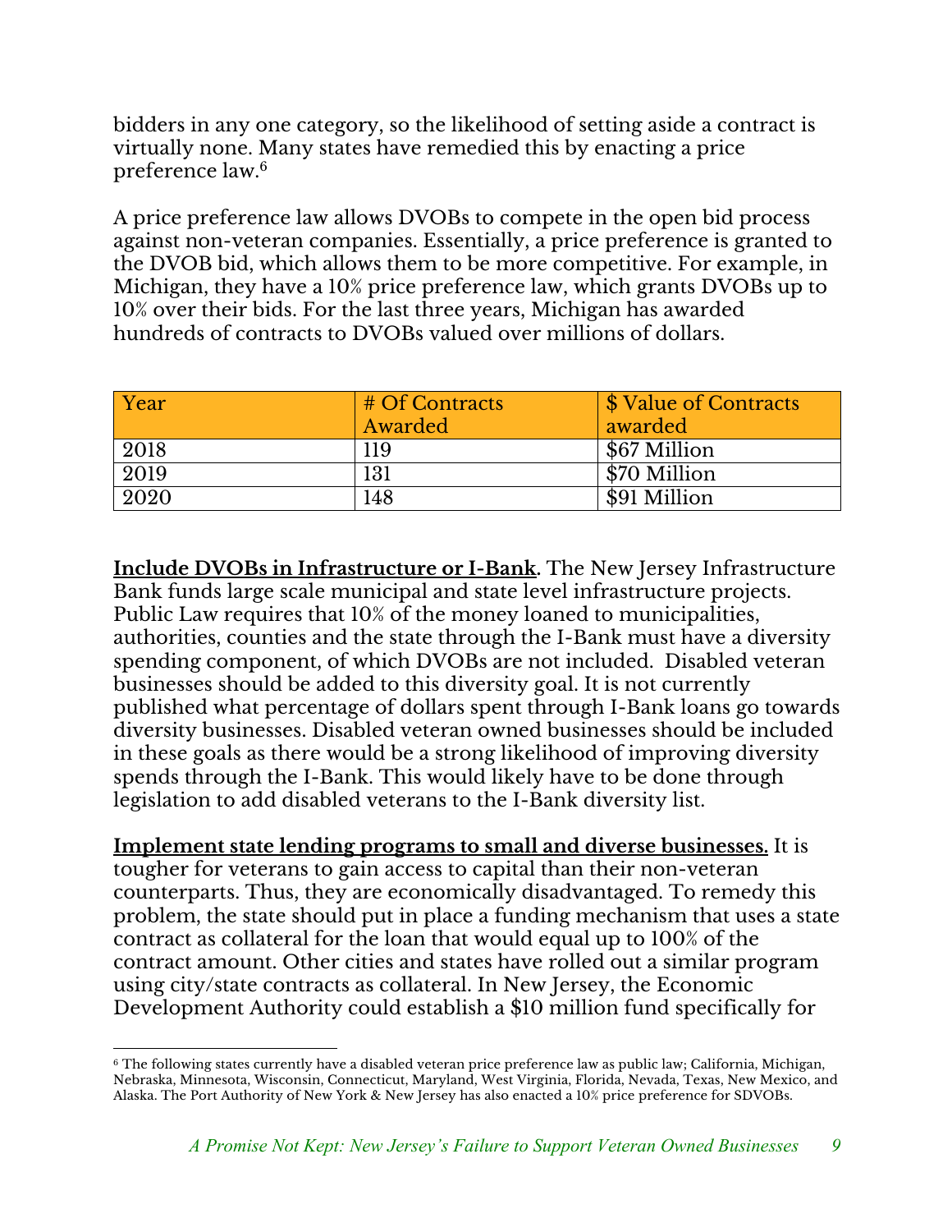bidders in any one category, so the likelihood of setting aside a contract is virtually none. Many states have remedied this by enacting a price preference law.[6]

A price preference law allows DVOBs to compete in the open bid process against non-veteran companies. Essentially, a price preference is granted to the DVOB bid, which allows them to be more competitive. For example, in Michigan, they have a 10% price preference law, which grants DVOBs up to 10% over their bids. For the last three years, Michigan has awarded hundreds of contracts to DVOBs valued over millions of dollars.

| Year | # Of Contracts Awarded | $ Value of Contracts awarded |
|---|---|---|
| 2018 | 119 | $67 Million |
| 2019 | 131 | $70 Million |
| 2020 | 148 | $91 Million |

**Include DVOBs in Infrastructure or I-Bank.** The New Jersey Infrastructure Bank funds large scale municipal and state level infrastructure projects. Public Law requires that 10% of the money loaned to municipalities, authorities, counties and the state through the I-Bank must have a diversity spending component, of which DVOBs are not included. Disabled veteran businesses should be added to this diversity goal. It is not currently published what percentage of dollars spent through I-Bank loans go towards diversity businesses. Disabled veteran owned businesses should be included in these goals as there would be a strong likelihood of improving diversity spends through the I-Bank. This would likely have to be done through legislation to add disabled veterans to the I-Bank diversity list.

**Implement state lending programs to small and diverse businesses.** It is tougher for veterans to gain access to capital than their non-veteran counterparts. Thus, they are economically disadvantaged. To remedy this problem, the state should put in place a funding mechanism that uses a state contract as collateral for the loan that would equal up to 100% of the contract amount. Other cities and states have rolled out a similar program using city/state contracts as collateral. In New Jersey, the Economic Development Authority could establish a $10 million fund specifically for

[6] The following states currently have a disabled veteran price preference law as public law; California, Michigan, Nebraska, Minnesota, Wisconsin, Connecticut, Maryland, West Virginia, Florida, Nevada, Texas, New Mexico, and Alaska. The Port Authority of New York & New Jersey has also enacted a 10% price preference for SDVOBs.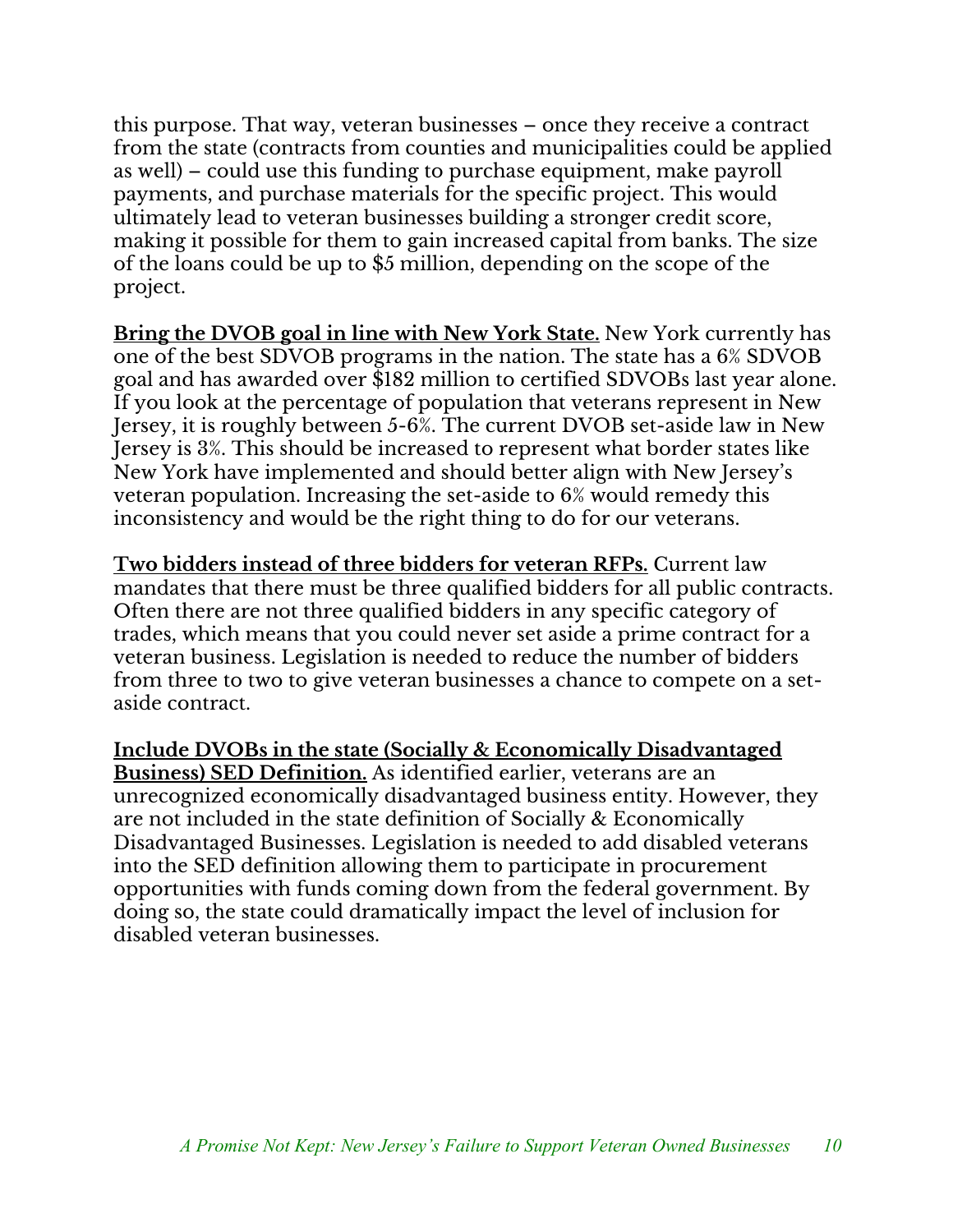this purpose. That way, veteran businesses – once they receive a contract from the state (contracts from counties and municipalities could be applied as well) – could use this funding to purchase equipment, make payroll payments, and purchase materials for the specific project. This would ultimately lead to veteran businesses building a stronger credit score, making it possible for them to gain increased capital from banks. The size of the loans could be up to $5 million, depending on the scope of the project.

**Bring the DVOB goal in line with New York State.** New York currently has one of the best SDVOB programs in the nation. The state has a 6% SDVOB goal and has awarded over $182 million to certified SDVOBs last year alone. If you look at the percentage of population that veterans represent in New Jersey, it is roughly between 5-6%. The current DVOB set-aside law in New Jersey is 3%. This should be increased to represent what border states like New York have implemented and should better align with New Jersey's veteran population. Increasing the set-aside to 6% would remedy this inconsistency and would be the right thing to do for our veterans.

**Two bidders instead of three bidders for veteran RFPs.** Current law mandates that there must be three qualified bidders for all public contracts. Often there are not three qualified bidders in any specific category of trades, which means that you could never set aside a prime contract for a veteran business. Legislation is needed to reduce the number of bidders from three to two to give veteran businesses a chance to compete on a set-aside contract.

**Include DVOBs in the state (Socially & Economically Disadvantaged Business) SED Definition.** As identified earlier, veterans are an unrecognized economically disadvantaged business entity. However, they are not included in the state definition of Socially & Economically Disadvantaged Businesses. Legislation is needed to add disabled veterans into the SED definition allowing them to participate in procurement opportunities with funds coming down from the federal government. By doing so, the state could dramatically impact the level of inclusion for disabled veteran businesses.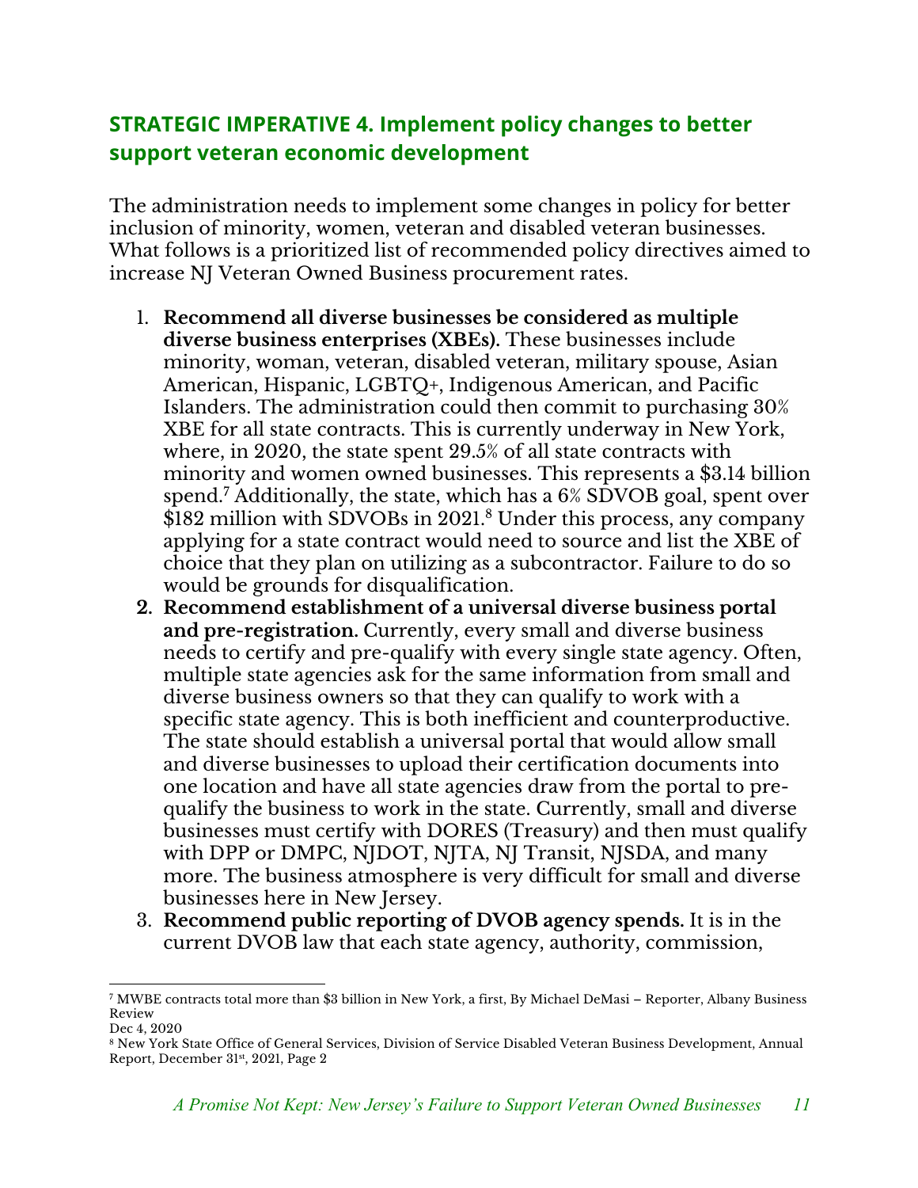## STRATEGIC IMPERATIVE 4. Implement policy changes to better support veteran economic development

The administration needs to implement some changes in policy for better inclusion of minority, women, veteran and disabled veteran businesses. What follows is a prioritized list of recommended policy directives aimed to increase NJ Veteran Owned Business procurement rates.

1. **Recommend all diverse businesses be considered as multiple diverse business enterprises (XBEs).** These businesses include minority, woman, veteran, disabled veteran, military spouse, Asian American, Hispanic, LGBTQ+, Indigenous American, and Pacific Islanders. The administration could then commit to purchasing 30% XBE for all state contracts. This is currently underway in New York, where, in 2020, the state spent 29.5% of all state contracts with minority and women owned businesses. This represents a $3.14 billion spend.[7] Additionally, the state, which has a 6% SDVOB goal, spent over $182 million with SDVOBs in 2021.[8] Under this process, any company applying for a state contract would need to source and list the XBE of choice that they plan on utilizing as a subcontractor. Failure to do so would be grounds for disqualification.
2. **Recommend establishment of a universal diverse business portal and pre-registration.** Currently, every small and diverse business needs to certify and pre-qualify with every single state agency. Often, multiple state agencies ask for the same information from small and diverse business owners so that they can qualify to work with a specific state agency. This is both inefficient and counterproductive. The state should establish a universal portal that would allow small and diverse businesses to upload their certification documents into one location and have all state agencies draw from the portal to pre-qualify the business to work in the state. Currently, small and diverse businesses must certify with DORES (Treasury) and then must qualify with DPP or DMPC, NJDOT, NJTA, NJ Transit, NJSDA, and many more. The business atmosphere is very difficult for small and diverse businesses here in New Jersey.
3. **Recommend public reporting of DVOB agency spends.** It is in the current DVOB law that each state agency, authority, commission,

---

[7] MWBE contracts total more than $3 billion in New York, a first, By Michael DeMasi – Reporter, Albany Business Review
Dec 4, 2020

[8] New York State Office of General Services, Division of Service Disabled Veteran Business Development, Annual Report, December 31st, 2021, Page 2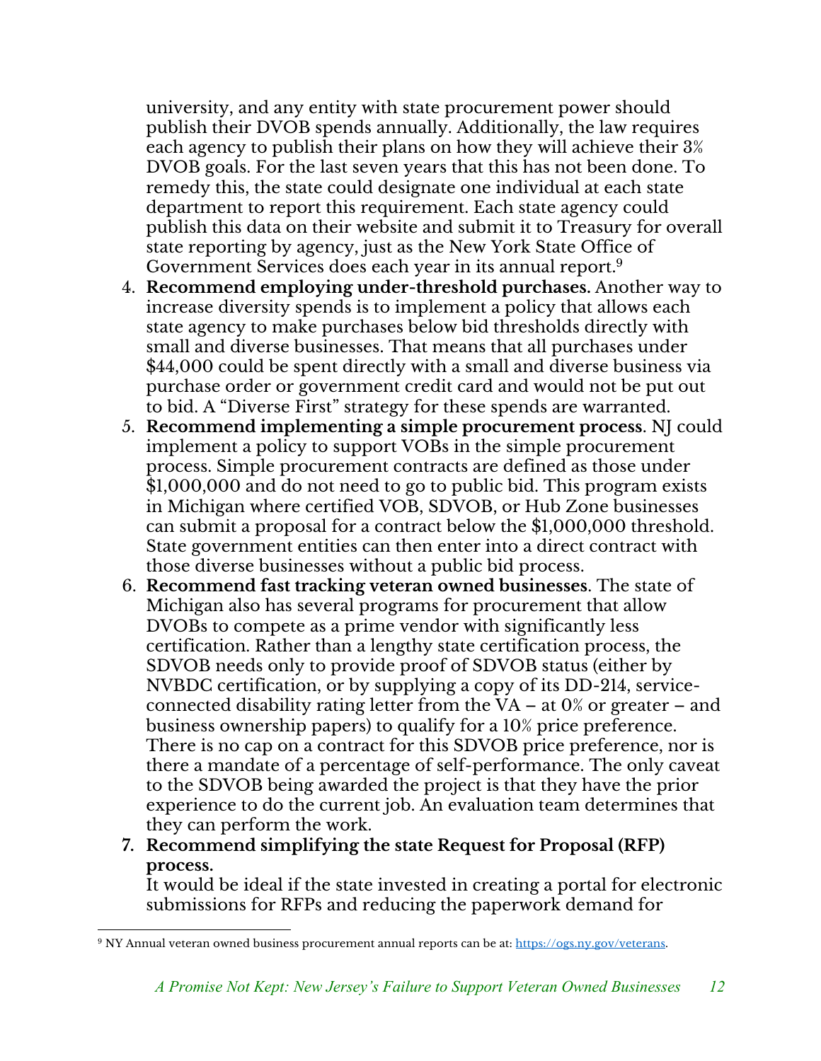university, and any entity with state procurement power should publish their DVOB spends annually. Additionally, the law requires each agency to publish their plans on how they will achieve their 3% DVOB goals. For the last seven years that this has not been done. To remedy this, the state could designate one individual at each state department to report this requirement. Each state agency could publish this data on their website and submit it to Treasury for overall state reporting by agency, just as the New York State Office of Government Services does each year in its annual report.[9]

4. **Recommend employing under-threshold purchases.** Another way to increase diversity spends is to implement a policy that allows each state agency to make purchases below bid thresholds directly with small and diverse businesses. That means that all purchases under $44,000 could be spent directly with a small and diverse business via purchase order or government credit card and would not be put out to bid. A "Diverse First" strategy for these spends are warranted.
5. **Recommend implementing a simple procurement process**. NJ could implement a policy to support VOBs in the simple procurement process. Simple procurement contracts are defined as those under $1,000,000 and do not need to go to public bid. This program exists in Michigan where certified VOB, SDVOB, or Hub Zone businesses can submit a proposal for a contract below the $1,000,000 threshold. State government entities can then enter into a direct contract with those diverse businesses without a public bid process.
6. **Recommend fast tracking veteran owned businesses**. The state of Michigan also has several programs for procurement that allow DVOBs to compete as a prime vendor with significantly less certification. Rather than a lengthy state certification process, the SDVOB needs only to provide proof of SDVOB status (either by NVBDC certification, or by supplying a copy of its DD-214, service-connected disability rating letter from the VA – at 0% or greater – and business ownership papers) to qualify for a 10% price preference. There is no cap on a contract for this SDVOB price preference, nor is there a mandate of a percentage of self-performance. The only caveat to the SDVOB being awarded the project is that they have the prior experience to do the current job. An evaluation team determines that they can perform the work.
7. **Recommend simplifying the state Request for Proposal (RFP) process.**
   It would be ideal if the state invested in creating a portal for electronic submissions for RFPs and reducing the paperwork demand for

[9] NY Annual veteran owned business procurement annual reports can be at: https://ogs.ny.gov/veterans.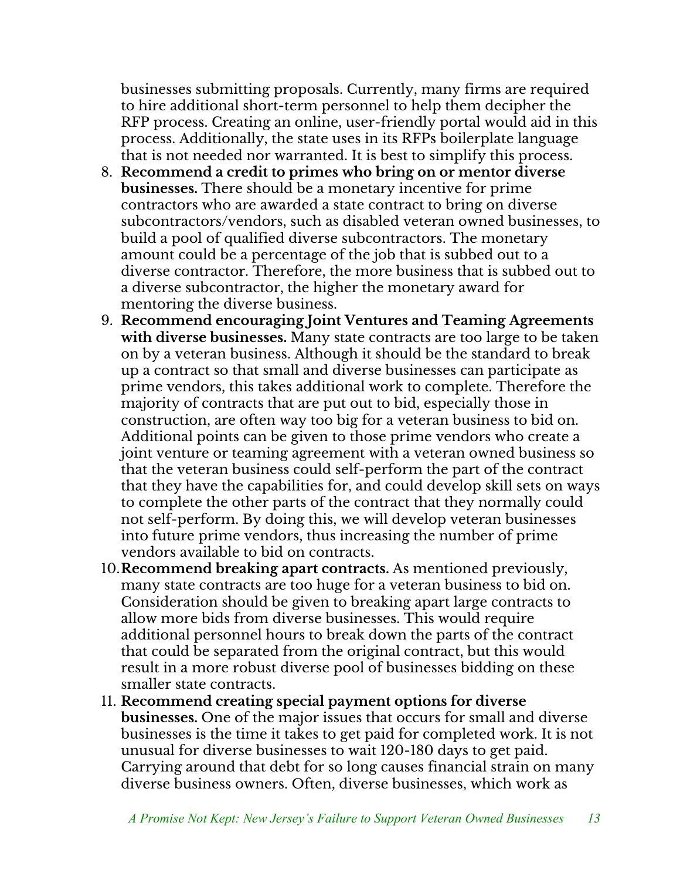businesses submitting proposals. Currently, many firms are required to hire additional short-term personnel to help them decipher the RFP process. Creating an online, user-friendly portal would aid in this process. Additionally, the state uses in its RFPs boilerplate language that is not needed nor warranted. It is best to simplify this process.

8. **Recommend a credit to primes who bring on or mentor diverse businesses.** There should be a monetary incentive for prime contractors who are awarded a state contract to bring on diverse subcontractors/vendors, such as disabled veteran owned businesses, to build a pool of qualified diverse subcontractors. The monetary amount could be a percentage of the job that is subbed out to a diverse contractor. Therefore, the more business that is subbed out to a diverse subcontractor, the higher the monetary award for mentoring the diverse business.
9. **Recommend encouraging Joint Ventures and Teaming Agreements with diverse businesses.** Many state contracts are too large to be taken on by a veteran business. Although it should be the standard to break up a contract so that small and diverse businesses can participate as prime vendors, this takes additional work to complete. Therefore the majority of contracts that are put out to bid, especially those in construction, are often way too big for a veteran business to bid on. Additional points can be given to those prime vendors who create a joint venture or teaming agreement with a veteran owned business so that the veteran business could self-perform the part of the contract that they have the capabilities for, and could develop skill sets on ways to complete the other parts of the contract that they normally could not self-perform. By doing this, we will develop veteran businesses into future prime vendors, thus increasing the number of prime vendors available to bid on contracts.
10. **Recommend breaking apart contracts.** As mentioned previously, many state contracts are too huge for a veteran business to bid on. Consideration should be given to breaking apart large contracts to allow more bids from diverse businesses. This would require additional personnel hours to break down the parts of the contract that could be separated from the original contract, but this would result in a more robust diverse pool of businesses bidding on these smaller state contracts.
11. **Recommend creating special payment options for diverse businesses.** One of the major issues that occurs for small and diverse businesses is the time it takes to get paid for completed work. It is not unusual for diverse businesses to wait 120-180 days to get paid. Carrying around that debt for so long causes financial strain on many diverse business owners. Often, diverse businesses, which work as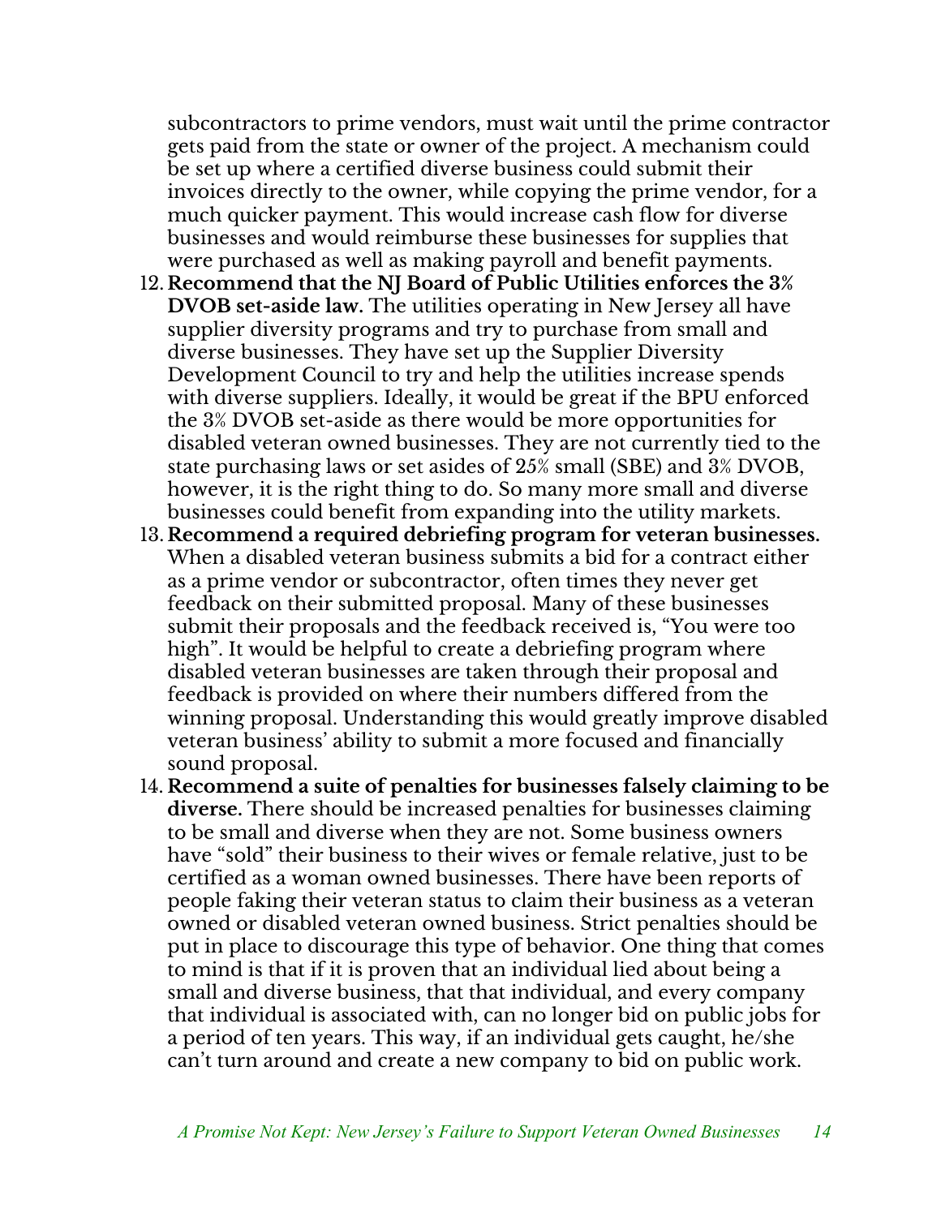subcontractors to prime vendors, must wait until the prime contractor gets paid from the state or owner of the project. A mechanism could be set up where a certified diverse business could submit their invoices directly to the owner, while copying the prime vendor, for a much quicker payment. This would increase cash flow for diverse businesses and would reimburse these businesses for supplies that were purchased as well as making payroll and benefit payments.

12. **Recommend that the NJ Board of Public Utilities enforces the 3% DVOB set-aside law.** The utilities operating in New Jersey all have supplier diversity programs and try to purchase from small and diverse businesses. They have set up the Supplier Diversity Development Council to try and help the utilities increase spends with diverse suppliers. Ideally, it would be great if the BPU enforced the 3% DVOB set-aside as there would be more opportunities for disabled veteran owned businesses. They are not currently tied to the state purchasing laws or set asides of 25% small (SBE) and 3% DVOB, however, it is the right thing to do. So many more small and diverse businesses could benefit from expanding into the utility markets.
13. **Recommend a required debriefing program for veteran businesses.** When a disabled veteran business submits a bid for a contract either as a prime vendor or subcontractor, often times they never get feedback on their submitted proposal. Many of these businesses submit their proposals and the feedback received is, "You were too high". It would be helpful to create a debriefing program where disabled veteran businesses are taken through their proposal and feedback is provided on where their numbers differed from the winning proposal. Understanding this would greatly improve disabled veteran business' ability to submit a more focused and financially sound proposal.
14. **Recommend a suite of penalties for businesses falsely claiming to be diverse.** There should be increased penalties for businesses claiming to be small and diverse when they are not. Some business owners have "sold" their business to their wives or female relative, just to be certified as a woman owned businesses. There have been reports of people faking their veteran status to claim their business as a veteran owned or disabled veteran owned business. Strict penalties should be put in place to discourage this type of behavior. One thing that comes to mind is that if it is proven that an individual lied about being a small and diverse business, that that individual, and every company that individual is associated with, can no longer bid on public jobs for a period of ten years. This way, if an individual gets caught, he/she can't turn around and create a new company to bid on public work.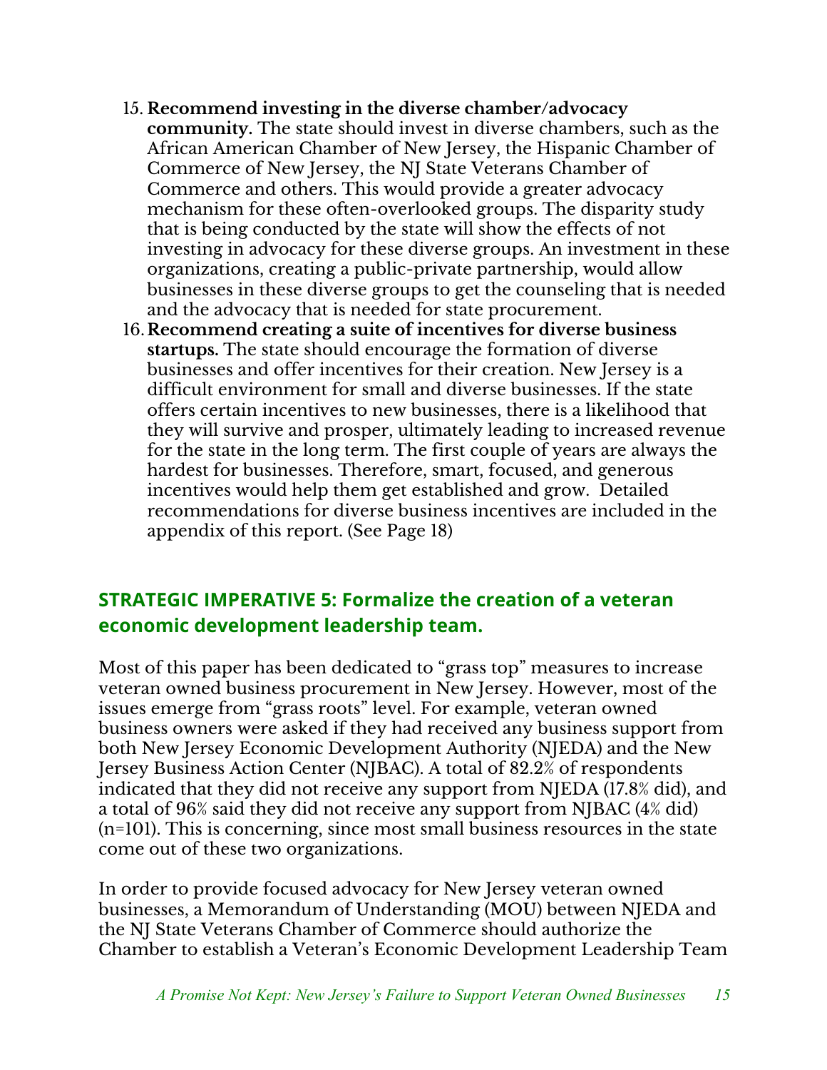15. **Recommend investing in the diverse chamber/advocacy community.** The state should invest in diverse chambers, such as the African American Chamber of New Jersey, the Hispanic Chamber of Commerce of New Jersey, the NJ State Veterans Chamber of Commerce and others. This would provide a greater advocacy mechanism for these often-overlooked groups. The disparity study that is being conducted by the state will show the effects of not investing in advocacy for these diverse groups. An investment in these organizations, creating a public-private partnership, would allow businesses in these diverse groups to get the counseling that is needed and the advocacy that is needed for state procurement.
16. **Recommend creating a suite of incentives for diverse business startups.** The state should encourage the formation of diverse businesses and offer incentives for their creation. New Jersey is a difficult environment for small and diverse businesses. If the state offers certain incentives to new businesses, there is a likelihood that they will survive and prosper, ultimately leading to increased revenue for the state in the long term. The first couple of years are always the hardest for businesses. Therefore, smart, focused, and generous incentives would help them get established and grow. Detailed recommendations for diverse business incentives are included in the appendix of this report. (See Page 18)

## STRATEGIC IMPERATIVE 5: Formalize the creation of a veteran economic development leadership team.

Most of this paper has been dedicated to "grass top" measures to increase veteran owned business procurement in New Jersey. However, most of the issues emerge from "grass roots" level. For example, veteran owned business owners were asked if they had received any business support from both New Jersey Economic Development Authority (NJEDA) and the New Jersey Business Action Center (NJBAC). A total of 82.2% of respondents indicated that they did not receive any support from NJEDA (17.8% did), and a total of 96% said they did not receive any support from NJBAC (4% did) (n=101). This is concerning, since most small business resources in the state come out of these two organizations.

In order to provide focused advocacy for New Jersey veteran owned businesses, a Memorandum of Understanding (MOU) between NJEDA and the NJ State Veterans Chamber of Commerce should authorize the Chamber to establish a Veteran's Economic Development Leadership Team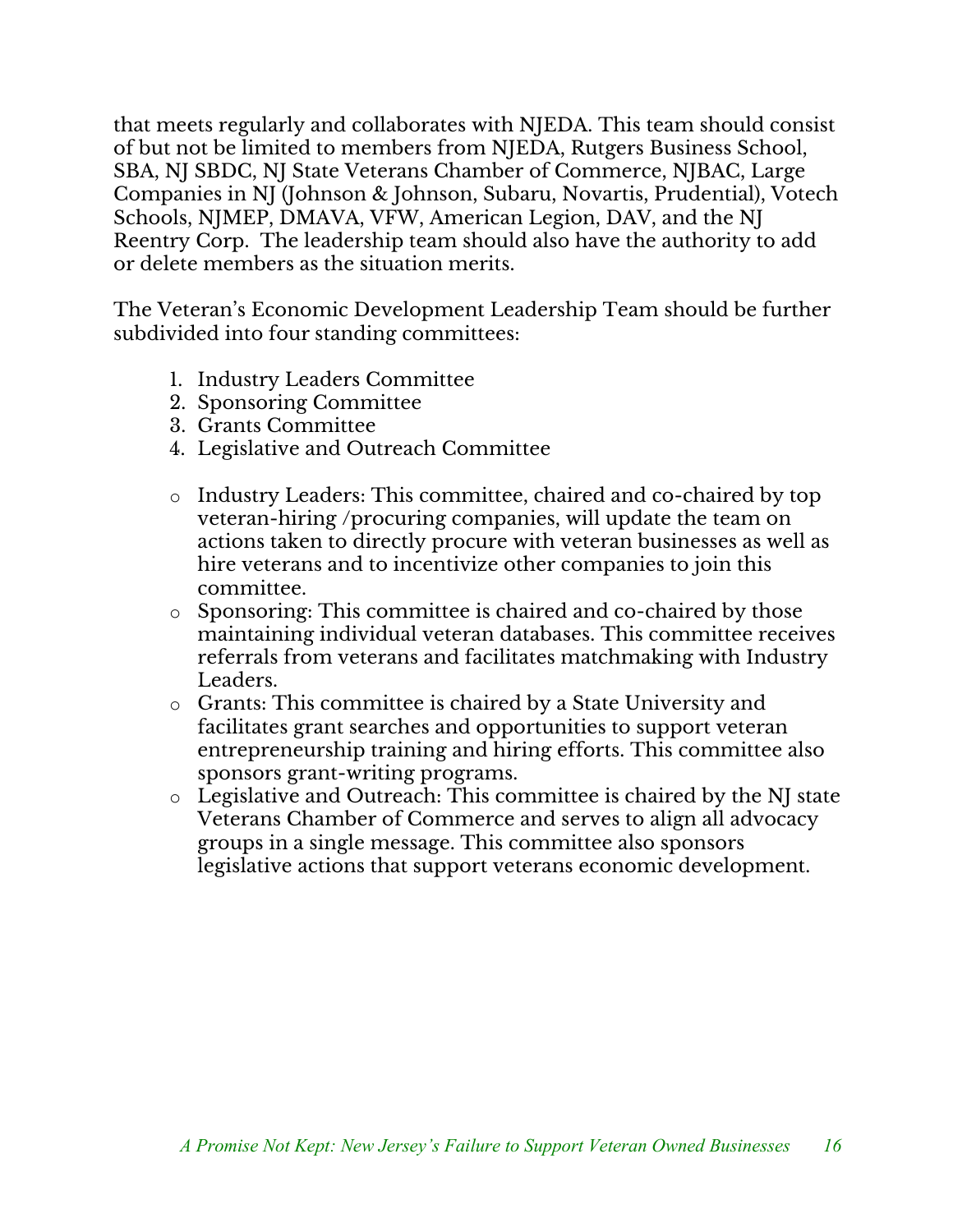that meets regularly and collaborates with NJEDA. This team should consist of but not be limited to members from NJEDA, Rutgers Business School, SBA, NJ SBDC, NJ State Veterans Chamber of Commerce, NJBAC, Large Companies in NJ (Johnson & Johnson, Subaru, Novartis, Prudential), Votech Schools, NJMEP, DMAVA, VFW, American Legion, DAV, and the NJ Reentry Corp.  The leadership team should also have the authority to add or delete members as the situation merits.

The Veteran's Economic Development Leadership Team should be further subdivided into four standing committees:

1. Industry Leaders Committee
2. Sponsoring Committee
3. Grants Committee
4. Legislative and Outreach Committee

- Industry Leaders: This committee, chaired and co-chaired by top veteran-hiring /procuring companies, will update the team on actions taken to directly procure with veteran businesses as well as hire veterans and to incentivize other companies to join this committee.
- Sponsoring: This committee is chaired and co-chaired by those maintaining individual veteran databases. This committee receives referrals from veterans and facilitates matchmaking with Industry Leaders.
- Grants: This committee is chaired by a State University and facilitates grant searches and opportunities to support veteran entrepreneurship training and hiring efforts. This committee also sponsors grant-writing programs.
- Legislative and Outreach: This committee is chaired by the NJ state Veterans Chamber of Commerce and serves to align all advocacy groups in a single message. This committee also sponsors legislative actions that support veterans economic development.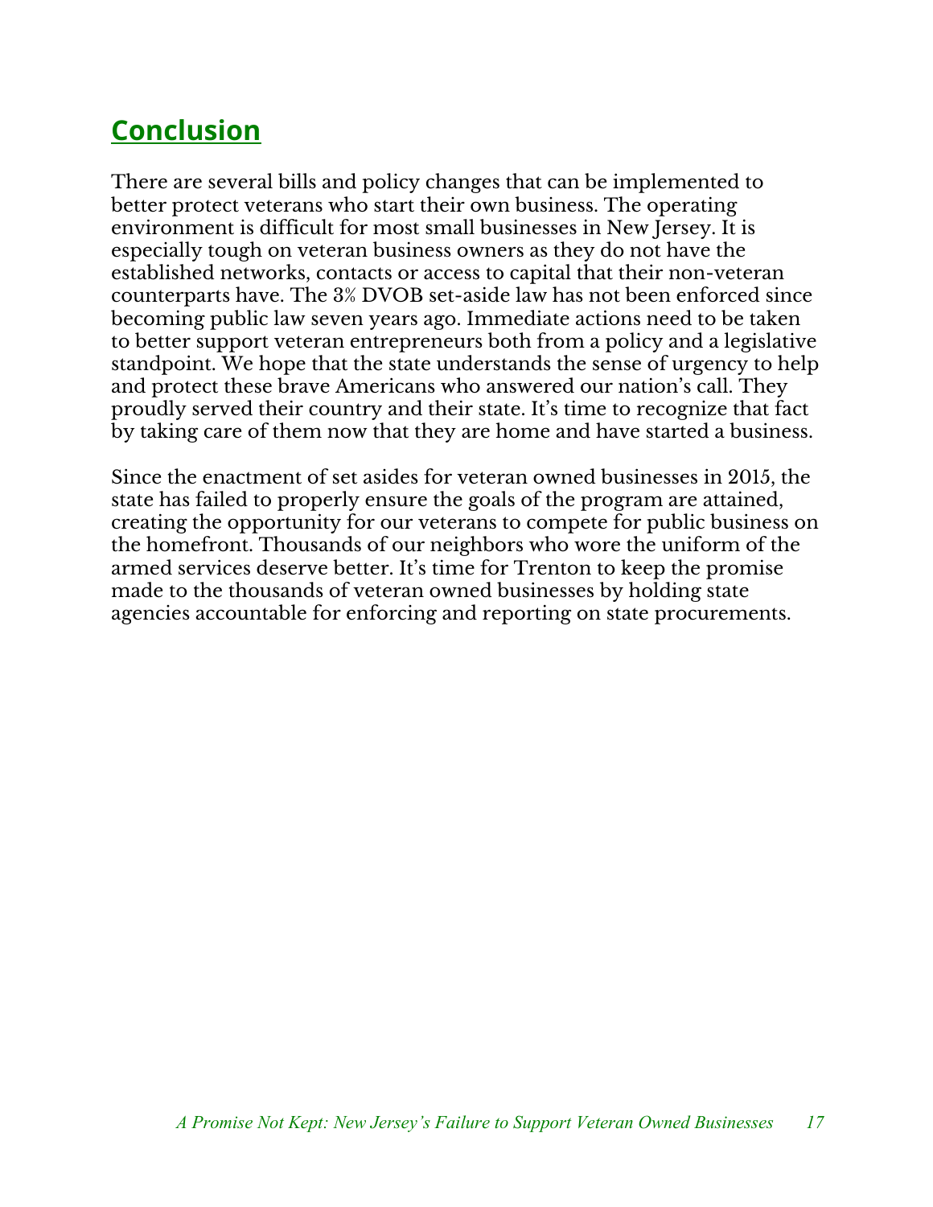## Conclusion

There are several bills and policy changes that can be implemented to better protect veterans who start their own business. The operating environment is difficult for most small businesses in New Jersey. It is especially tough on veteran business owners as they do not have the established networks, contacts or access to capital that their non-veteran counterparts have. The 3% DVOB set-aside law has not been enforced since becoming public law seven years ago. Immediate actions need to be taken to better support veteran entrepreneurs both from a policy and a legislative standpoint. We hope that the state understands the sense of urgency to help and protect these brave Americans who answered our nation's call. They proudly served their country and their state. It's time to recognize that fact by taking care of them now that they are home and have started a business.

Since the enactment of set asides for veteran owned businesses in 2015, the state has failed to properly ensure the goals of the program are attained, creating the opportunity for our veterans to compete for public business on the homefront. Thousands of our neighbors who wore the uniform of the armed services deserve better. It's time for Trenton to keep the promise made to the thousands of veteran owned businesses by holding state agencies accountable for enforcing and reporting on state procurements.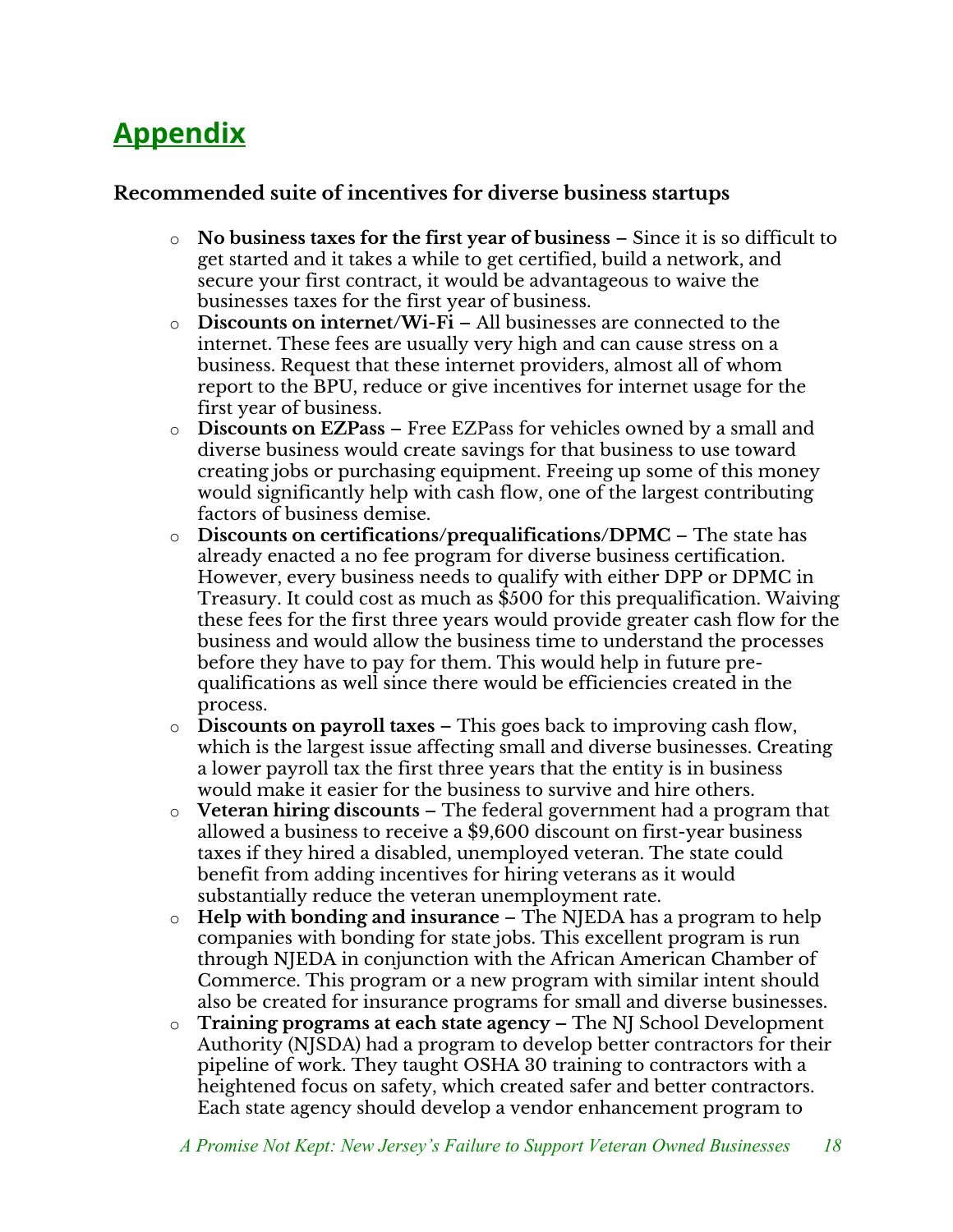## Appendix

### Recommended suite of incentives for diverse business startups

- **No business taxes for the first year of business –** Since it is so difficult to get started and it takes a while to get certified, build a network, and secure your first contract, it would be advantageous to waive the businesses taxes for the first year of business.
- **Discounts on internet/Wi-Fi –** All businesses are connected to the internet. These fees are usually very high and can cause stress on a business. Request that these internet providers, almost all of whom report to the BPU, reduce or give incentives for internet usage for the first year of business.
- **Discounts on EZPass –** Free EZPass for vehicles owned by a small and diverse business would create savings for that business to use toward creating jobs or purchasing equipment. Freeing up some of this money would significantly help with cash flow, one of the largest contributing factors of business demise.
- **Discounts on certifications/prequalifications/DPMC –** The state has already enacted a no fee program for diverse business certification. However, every business needs to qualify with either DPP or DPMC in Treasury. It could cost as much as $500 for this prequalification. Waiving these fees for the first three years would provide greater cash flow for the business and would allow the business time to understand the processes before they have to pay for them. This would help in future pre-qualifications as well since there would be efficiencies created in the process.
- **Discounts on payroll taxes –** This goes back to improving cash flow, which is the largest issue affecting small and diverse businesses. Creating a lower payroll tax the first three years that the entity is in business would make it easier for the business to survive and hire others.
- **Veteran hiring discounts –** The federal government had a program that allowed a business to receive a $9,600 discount on first-year business taxes if they hired a disabled, unemployed veteran. The state could benefit from adding incentives for hiring veterans as it would substantially reduce the veteran unemployment rate.
- **Help with bonding and insurance –** The NJEDA has a program to help companies with bonding for state jobs. This excellent program is run through NJEDA in conjunction with the African American Chamber of Commerce. This program or a new program with similar intent should also be created for insurance programs for small and diverse businesses.
- **Training programs at each state agency –** The NJ School Development Authority (NJSDA) had a program to develop better contractors for their pipeline of work. They taught OSHA 30 training to contractors with a heightened focus on safety, which created safer and better contractors. Each state agency should develop a vendor enhancement program to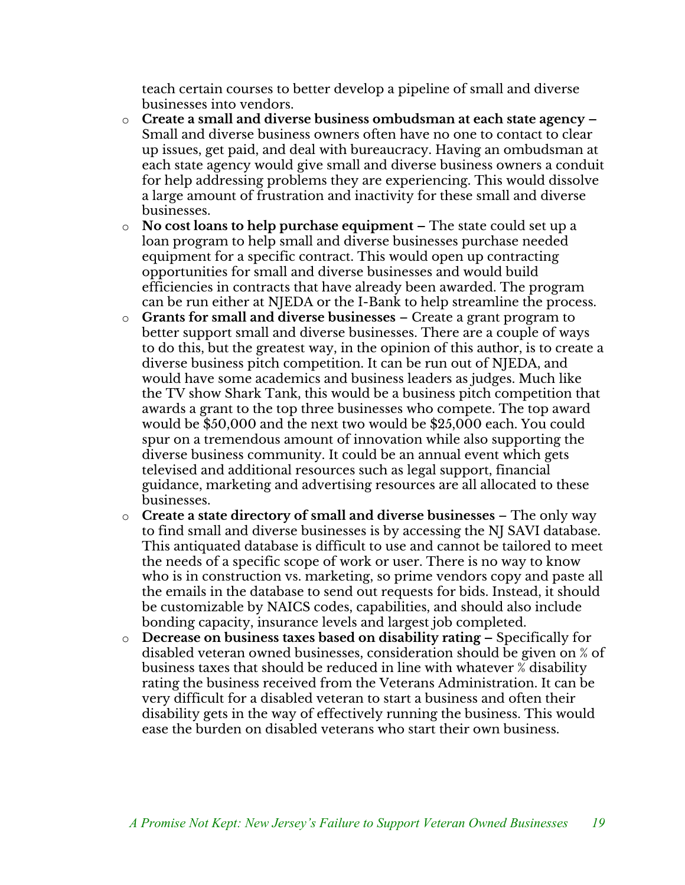teach certain courses to better develop a pipeline of small and diverse businesses into vendors.

- **Create a small and diverse business ombudsman at each state agency –** Small and diverse business owners often have no one to contact to clear up issues, get paid, and deal with bureaucracy. Having an ombudsman at each state agency would give small and diverse business owners a conduit for help addressing problems they are experiencing. This would dissolve a large amount of frustration and inactivity for these small and diverse businesses.
- **No cost loans to help purchase equipment –** The state could set up a loan program to help small and diverse businesses purchase needed equipment for a specific contract. This would open up contracting opportunities for small and diverse businesses and would build efficiencies in contracts that have already been awarded. The program can be run either at NJEDA or the I-Bank to help streamline the process.
- **Grants for small and diverse businesses –** Create a grant program to better support small and diverse businesses. There are a couple of ways to do this, but the greatest way, in the opinion of this author, is to create a diverse business pitch competition. It can be run out of NJEDA, and would have some academics and business leaders as judges. Much like the TV show Shark Tank, this would be a business pitch competition that awards a grant to the top three businesses who compete. The top award would be $50,000 and the next two would be $25,000 each. You could spur on a tremendous amount of innovation while also supporting the diverse business community. It could be an annual event which gets televised and additional resources such as legal support, financial guidance, marketing and advertising resources are all allocated to these businesses.
- **Create a state directory of small and diverse businesses –** The only way to find small and diverse businesses is by accessing the NJ SAVI database. This antiquated database is difficult to use and cannot be tailored to meet the needs of a specific scope of work or user. There is no way to know who is in construction vs. marketing, so prime vendors copy and paste all the emails in the database to send out requests for bids. Instead, it should be customizable by NAICS codes, capabilities, and should also include bonding capacity, insurance levels and largest job completed.
- **Decrease on business taxes based on disability rating –** Specifically for disabled veteran owned businesses, consideration should be given on % of business taxes that should be reduced in line with whatever % disability rating the business received from the Veterans Administration. It can be very difficult for a disabled veteran to start a business and often their disability gets in the way of effectively running the business. This would ease the burden on disabled veterans who start their own business.